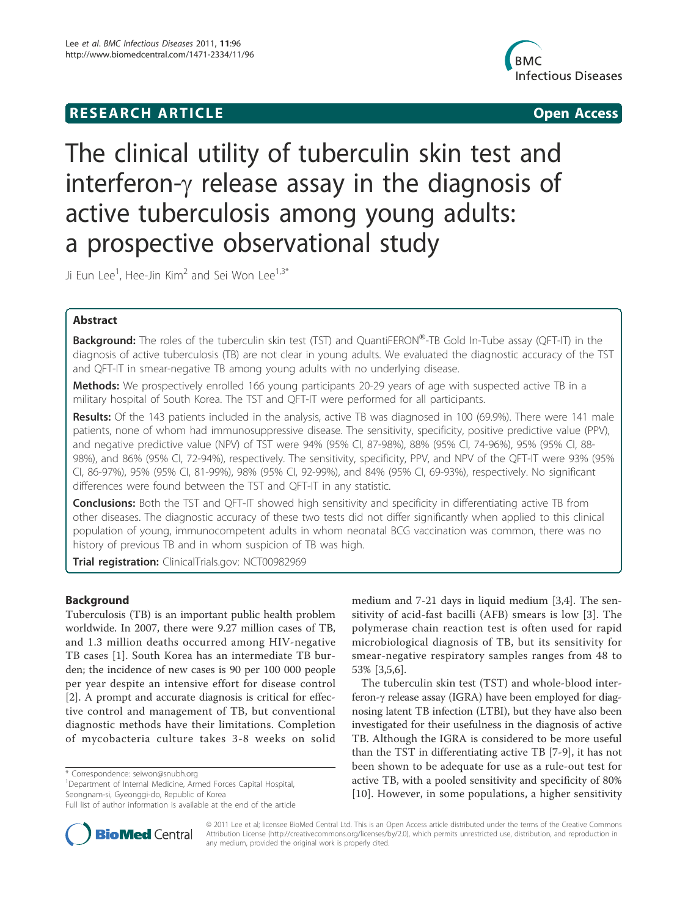RESEARCH ARTICLE Open Access

# The clinical utility of tuberculin skin test and interferon-γ release assay in the diagnosis of active tuberculosis among young adults: a prospective observational study

Ji Eun Lee[1], Hee-Jin Kim[2] and Sei Won Lee[1,3*]

## Abstract

**Background:** The roles of the tuberculin skin test (TST) and QuantiFERON®-TB Gold In-Tube assay (QFT-IT) in the diagnosis of active tuberculosis (TB) are not clear in young adults. We evaluated the diagnostic accuracy of the TST and QFT-IT in smear-negative TB among young adults with no underlying disease.

**Methods:** We prospectively enrolled 166 young participants 20-29 years of age with suspected active TB in a military hospital of South Korea. The TST and QFT-IT were performed for all participants.

**Results:** Of the 143 patients included in the analysis, active TB was diagnosed in 100 (69.9%). There were 141 male patients, none of whom had immunosuppressive disease. The sensitivity, specificity, positive predictive value (PPV), and negative predictive value (NPV) of TST were 94% (95% CI, 87-98%), 88% (95% CI, 74-96%), 95% (95% CI, 88-98%), and 86% (95% CI, 72-94%), respectively. The sensitivity, specificity, PPV, and NPV of the QFT-IT were 93% (95% CI, 86-97%), 95% (95% CI, 81-99%), 98% (95% CI, 92-99%), and 84% (95% CI, 69-93%), respectively. No significant differences were found between the TST and QFT-IT in any statistic.

**Conclusions:** Both the TST and QFT-IT showed high sensitivity and specificity in differentiating active TB from other diseases. The diagnostic accuracy of these two tests did not differ significantly when applied to this clinical population of young, immunocompetent adults in whom neonatal BCG vaccination was common, there was no history of previous TB and in whom suspicion of TB was high.

**Trial registration:** ClinicalTrials.gov: NCT00982969

## Background

Tuberculosis (TB) is an important public health problem worldwide. In 2007, there were 9.27 million cases of TB, and 1.3 million deaths occurred among HIV-negative TB cases [1]. South Korea has an intermediate TB burden; the incidence of new cases is 90 per 100 000 people per year despite an intensive effort for disease control [2]. A prompt and accurate diagnosis is critical for effective control and management of TB, but conventional diagnostic methods have their limitations. Completion of mycobacteria culture takes 3-8 weeks on solid medium and 7-21 days in liquid medium [3,4]. The sensitivity of acid-fast bacilli (AFB) smears is low [3]. The polymerase chain reaction test is often used for rapid microbiological diagnosis of TB, but its sensitivity for smear-negative respiratory samples ranges from 48 to 53% [3,5,6].

The tuberculin skin test (TST) and whole-blood interferon-γ release assay (IGRA) have been employed for diagnosing latent TB infection (LTBI), but they have also been investigated for their usefulness in the diagnosis of active TB. Although the IGRA is considered to be more useful than the TST in differentiating active TB [7-9], it has not been shown to be adequate for use as a rule-out test for active TB, with a pooled sensitivity and specificity of 80% [10]. However, in some populations, a higher sensitivity

\* Correspondence: seiwon@snubh.org
[1]Department of Internal Medicine, Armed Forces Capital Hospital, Seongnam-si, Gyeonggi-do, Republic of Korea
Full list of author information is available at the end of the article

© 2011 Lee et al; licensee BioMed Central Ltd. This is an Open Access article distributed under the terms of the Creative Commons Attribution License (http://creativecommons.org/licenses/by/2.0), which permits unrestricted use, distribution, and reproduction in any medium, provided the original work is properly cited.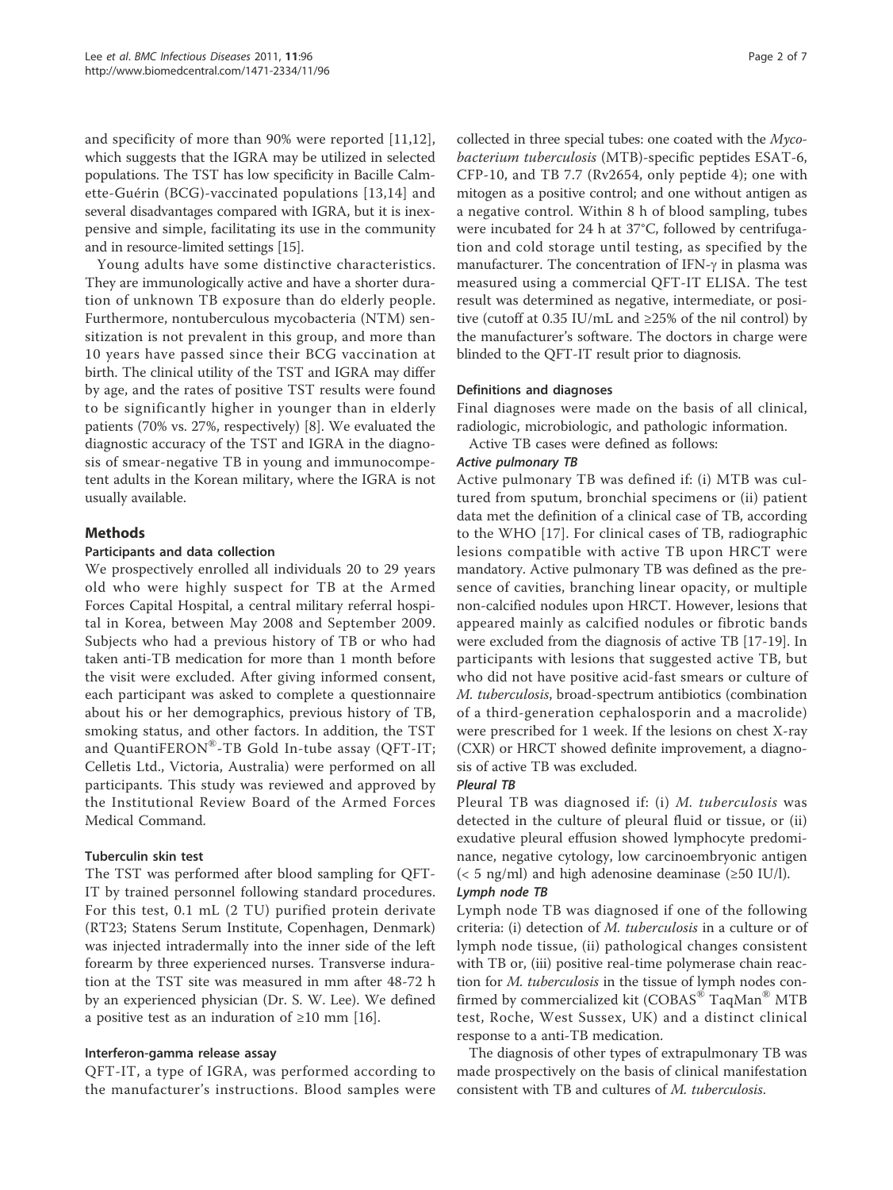and specificity of more than 90% were reported [11,12], which suggests that the IGRA may be utilized in selected populations. The TST has low specificity in Bacille Calmette-Guérin (BCG)-vaccinated populations [13,14] and several disadvantages compared with IGRA, but it is inexpensive and simple, facilitating its use in the community and in resource-limited settings [15].

Young adults have some distinctive characteristics. They are immunologically active and have a shorter duration of unknown TB exposure than do elderly people. Furthermore, nontuberculous mycobacteria (NTM) sensitization is not prevalent in this group, and more than 10 years have passed since their BCG vaccination at birth. The clinical utility of the TST and IGRA may differ by age, and the rates of positive TST results were found to be significantly higher in younger than in elderly patients (70% vs. 27%, respectively) [8]. We evaluated the diagnostic accuracy of the TST and IGRA in the diagnosis of smear-negative TB in young and immunocompetent adults in the Korean military, where the IGRA is not usually available.

## Methods

### Participants and data collection

We prospectively enrolled all individuals 20 to 29 years old who were highly suspect for TB at the Armed Forces Capital Hospital, a central military referral hospital in Korea, between May 2008 and September 2009. Subjects who had a previous history of TB or who had taken anti-TB medication for more than 1 month before the visit were excluded. After giving informed consent, each participant was asked to complete a questionnaire about his or her demographics, previous history of TB, smoking status, and other factors. In addition, the TST and QuantiFERON®-TB Gold In-tube assay (QFT-IT; Celletis Ltd., Victoria, Australia) were performed on all participants. This study was reviewed and approved by the Institutional Review Board of the Armed Forces Medical Command.

### Tuberculin skin test

The TST was performed after blood sampling for QFT-IT by trained personnel following standard procedures. For this test, 0.1 mL (2 TU) purified protein derivate (RT23; Statens Serum Institute, Copenhagen, Denmark) was injected intradermally into the inner side of the left forearm by three experienced nurses. Transverse induration at the TST site was measured in mm after 48-72 h by an experienced physician (Dr. S. W. Lee). We defined a positive test as an induration of ≥10 mm [16].

### Interferon-gamma release assay

QFT-IT, a type of IGRA, was performed according to the manufacturer's instructions. Blood samples were collected in three special tubes: one coated with the *Mycobacterium tuberculosis* (MTB)-specific peptides ESAT-6, CFP-10, and TB 7.7 (Rv2654, only peptide 4); one with mitogen as a positive control; and one without antigen as a negative control. Within 8 h of blood sampling, tubes were incubated for 24 h at 37°C, followed by centrifugation and cold storage until testing, as specified by the manufacturer. The concentration of IFN-γ in plasma was measured using a commercial QFT-IT ELISA. The test result was determined as negative, intermediate, or positive (cutoff at 0.35 IU/mL and ≥25% of the nil control) by the manufacturer's software. The doctors in charge were blinded to the QFT-IT result prior to diagnosis.

### Definitions and diagnoses

Final diagnoses were made on the basis of all clinical, radiologic, microbiologic, and pathologic information.

Active TB cases were defined as follows:

#### *Active pulmonary TB*

Active pulmonary TB was defined if: (i) MTB was cultured from sputum, bronchial specimens or (ii) patient data met the definition of a clinical case of TB, according to the WHO [17]. For clinical cases of TB, radiographic lesions compatible with active TB upon HRCT were mandatory. Active pulmonary TB was defined as the presence of cavities, branching linear opacity, or multiple non-calcified nodules upon HRCT. However, lesions that appeared mainly as calcified nodules or fibrotic bands were excluded from the diagnosis of active TB [17-19]. In participants with lesions that suggested active TB, but who did not have positive acid-fast smears or culture of *M. tuberculosis*, broad-spectrum antibiotics (combination of a third-generation cephalosporin and a macrolide) were prescribed for 1 week. If the lesions on chest X-ray (CXR) or HRCT showed definite improvement, a diagnosis of active TB was excluded.

#### *Pleural TB*

Pleural TB was diagnosed if: (i) *M. tuberculosis* was detected in the culture of pleural fluid or tissue, or (ii) exudative pleural effusion showed lymphocyte predominance, negative cytology, low carcinoembryonic antigen (< 5 ng/ml) and high adenosine deaminase (≥50 IU/l).

#### *Lymph node TB*

Lymph node TB was diagnosed if one of the following criteria: (i) detection of *M. tuberculosis* in a culture or of lymph node tissue, (ii) pathological changes consistent with TB or, (iii) positive real-time polymerase chain reaction for *M. tuberculosis* in the tissue of lymph nodes confirmed by commercialized kit (COBAS® TaqMan® MTB test, Roche, West Sussex, UK) and a distinct clinical response to a anti-TB medication.

The diagnosis of other types of extrapulmonary TB was made prospectively on the basis of clinical manifestation consistent with TB and cultures of *M. tuberculosis*.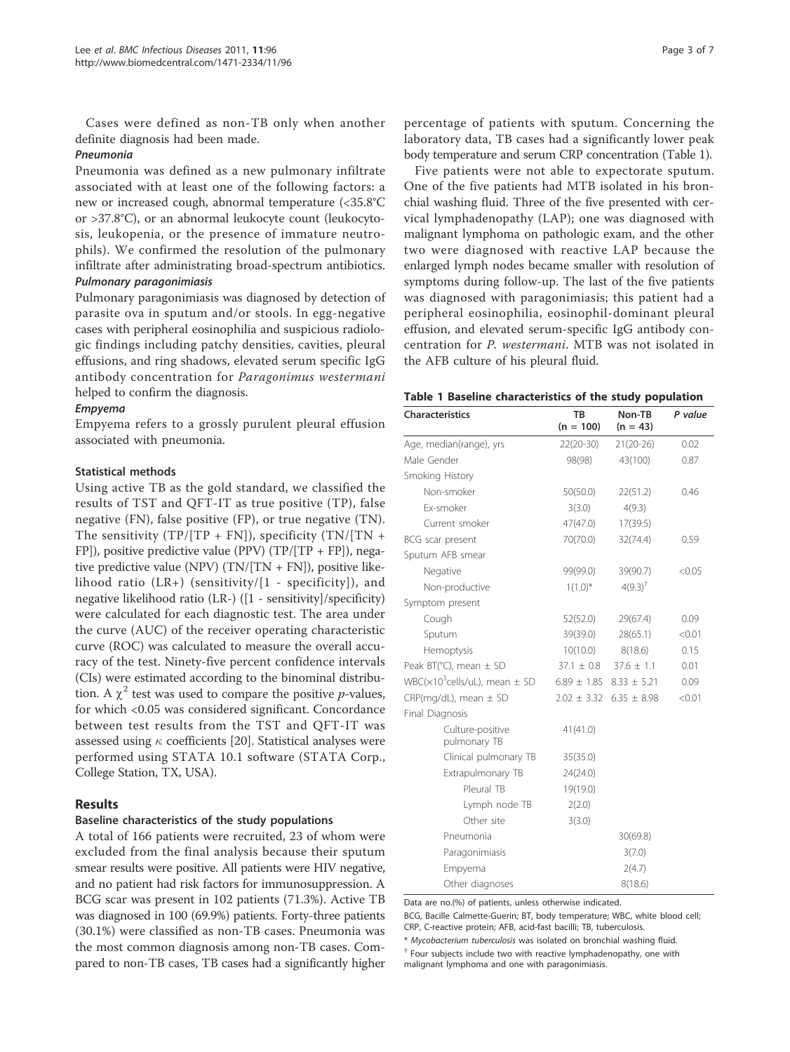Cases were defined as non-TB only when another definite diagnosis had been made.

#### Pneumonia

Pneumonia was defined as a new pulmonary infiltrate associated with at least one of the following factors: a new or increased cough, abnormal temperature (<35.8°C or >37.8°C), or an abnormal leukocyte count (leukocytosis, leukopenia, or the presence of immature neutrophils). We confirmed the resolution of the pulmonary infiltrate after administrating broad-spectrum antibiotics.

#### Pulmonary paragonimiasis

Pulmonary paragonimiasis was diagnosed by detection of parasite ova in sputum and/or stools. In egg-negative cases with peripheral eosinophilia and suspicious radiologic findings including patchy densities, cavities, pleural effusions, and ring shadows, elevated serum specific IgG antibody concentration for *Paragonimus westermani* helped to confirm the diagnosis.

#### Empyema

Empyema refers to a grossly purulent pleural effusion associated with pneumonia.

### Statistical methods

Using active TB as the gold standard, we classified the results of TST and QFT-IT as true positive (TP), false negative (FN), false positive (FP), or true negative (TN). The sensitivity (TP/[TP + FN]), specificity (TN/[TN + FP]), positive predictive value (PPV) (TP/[TP + FP]), negative predictive value (NPV) (TN/[TN + FN]), positive likelihood ratio (LR+) (sensitivity/[1 - specificity]), and negative likelihood ratio (LR-) ([1 - sensitivity]/specificity) were calculated for each diagnostic test. The area under the curve (AUC) of the receiver operating characteristic curve (ROC) was calculated to measure the overall accuracy of the test. Ninety-five percent confidence intervals (CIs) were estimated according to the binominal distribution. A $\chi^2$ test was used to compare the positive *p*-values, for which <0.05 was considered significant. Concordance between test results from the TST and QFT-IT was assessed using $\kappa$ coefficients [20]. Statistical analyses were performed using STATA 10.1 software (STATA Corp., College Station, TX, USA).

## Results

### Baseline characteristics of the study populations

A total of 166 patients were recruited, 23 of whom were excluded from the final analysis because their sputum smear results were positive. All patients were HIV negative, and no patient had risk factors for immunosuppression. A BCG scar was present in 102 patients (71.3%). Active TB was diagnosed in 100 (69.9%) patients. Forty-three patients (30.1%) were classified as non-TB cases. Pneumonia was the most common diagnosis among non-TB cases. Compared to non-TB cases, TB cases had a significantly higher percentage of patients with sputum. Concerning the laboratory data, TB cases had a significantly lower peak body temperature and serum CRP concentration (Table 1).

Five patients were not able to expectorate sputum. One of the five patients had MTB isolated in his bronchial washing fluid. Three of the five presented with cervical lymphadenopathy (LAP); one was diagnosed with malignant lymphoma on pathologic exam, and the other two were diagnosed with reactive LAP because the enlarged lymph nodes became smaller with resolution of symptoms during follow-up. The last of the five patients was diagnosed with paragonimiasis; this patient had a peripheral eosinophilia, eosinophil-dominant pleural effusion, and elevated serum-specific IgG antibody concentration for *P. westermani*. MTB was not isolated in the AFB culture of his pleural fluid.

**Table 1 Baseline characteristics of the study population**

| Characteristics | TB (n = 100) | Non-TB (n = 43) | P value |
|---|---|---|---|
| Age, median(range), yrs | 22(20-30) | 21(20-26) | 0.02 |
| Male Gender | 98(98) | 43(100) | 0.87 |
| Smoking History | | | |
| Non-smoker | 50(50.0) | 22(51.2) | 0.46 |
| Ex-smoker | 3(3.0) | 4(9.3) | |
| Current smoker | 47(47.0) | 17(39.5) | |
| BCG scar present | 70(70.0) | 32(74.4) | 0.59 |
| Sputum AFB smear | | | |
| Negative | 99(99.0) | 39(90.7) | <0.05 |
| Non-productive | 1(1.0)* | 4(9.3)† | |
| Symptom present | | | |
| Cough | 52(52.0) | 29(67.4) | 0.09 |
| Sputum | 39(39.0) | 28(65.1) | <0.01 |
| Hemoptysis | 10(10.0) | 8(18.6) | 0.15 |
| Peak BT(°C), mean ± SD | 37.1 ± 0.8 | 37.6 ± 1.1 | 0.01 |
| WBC($\times10^3$cells/uL), mean ± SD | 6.89 ± 1.85 | 8.33 ± 5.21 | 0.09 |
| CRP(mg/dL), mean ± SD | 2.02 ± 3.32 | 6.35 ± 8.98 | <0.01 |
| Final Diagnosis | | | |
| Culture-positive pulmonary TB | 41(41.0) | | |
| Clinical pulmonary TB | 35(35.0) | | |
| Extrapulmonary TB | 24(24.0) | | |
| Pleural TB | 19(19.0) | | |
| Lymph node TB | 2(2.0) | | |
| Other site | 3(3.0) | | |
| Pneumonia | | 30(69.8) | |
| Paragonimiasis | | 3(7.0) | |
| Empyema | | 2(4.7) | |
| Other diagnoses | | 8(18.6) | |

Data are no.(%) of patients, unless otherwise indicated.

BCG, Bacille Calmette-Guerin; BT, body temperature; WBC, white blood cell; CRP, C-reactive protein; AFB, acid-fast bacilli; TB, tuberculosis.

\* *Mycobacterium tuberculosis* was isolated on bronchial washing fluid.

† Four subjects include two with reactive lymphadenopathy, one with malignant lymphoma and one with paragonimiasis.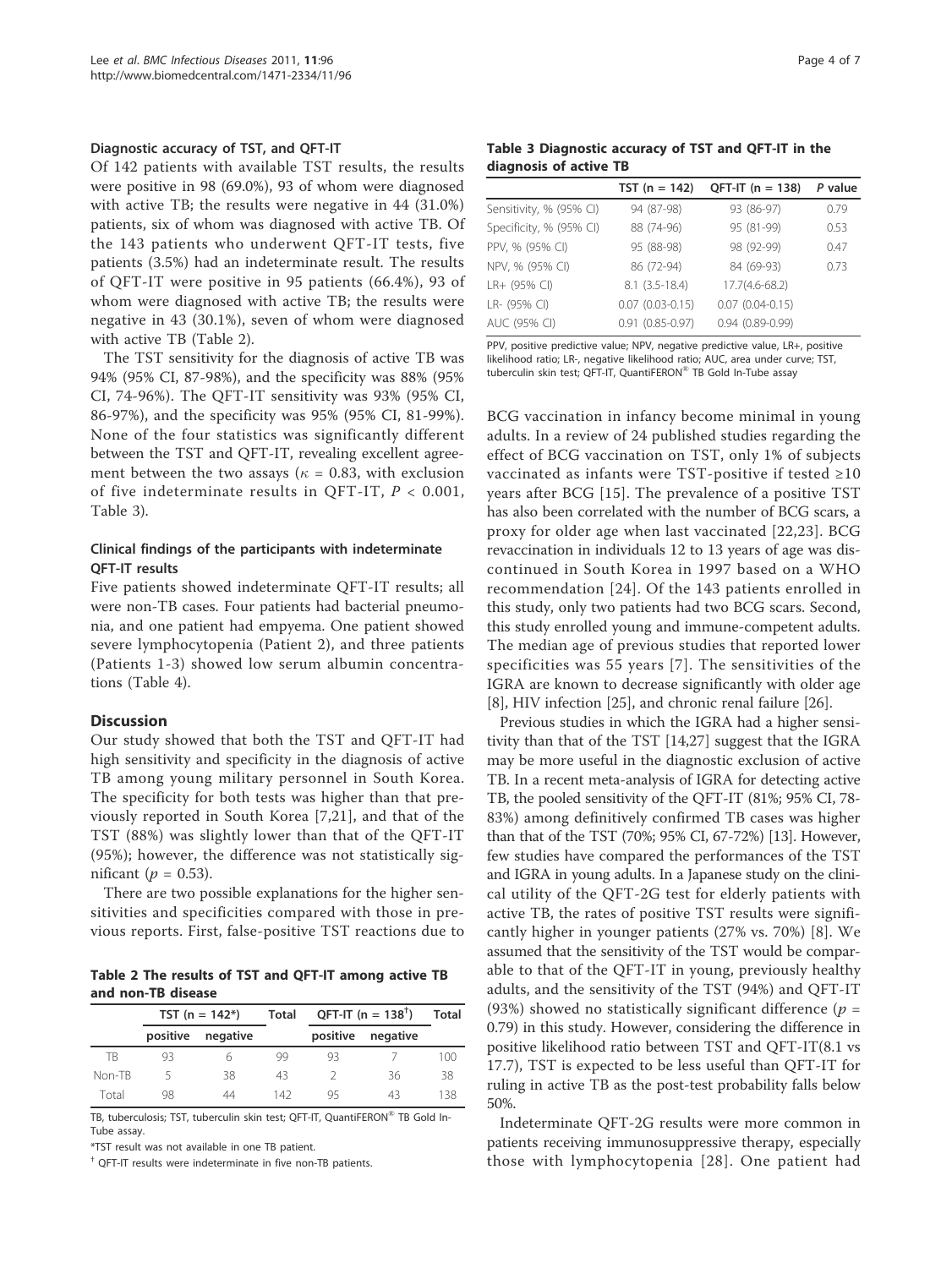### Diagnostic accuracy of TST, and QFT-IT

Of 142 patients with available TST results, the results were positive in 98 (69.0%), 93 of whom were diagnosed with active TB; the results were negative in 44 (31.0%) patients, six of whom was diagnosed with active TB. Of the 143 patients who underwent QFT-IT tests, five patients (3.5%) had an indeterminate result. The results of QFT-IT were positive in 95 patients (66.4%), 93 of whom were diagnosed with active TB; the results were negative in 43 (30.1%), seven of whom were diagnosed with active TB (Table 2).

The TST sensitivity for the diagnosis of active TB was 94% (95% CI, 87-98%), and the specificity was 88% (95% CI, 74-96%). The QFT-IT sensitivity was 93% (95% CI, 86-97%), and the specificity was 95% (95% CI, 81-99%). None of the four statistics was significantly different between the TST and QFT-IT, revealing excellent agreement between the two assays ($\kappa$ = 0.83, with exclusion of five indeterminate results in QFT-IT, $P < 0.001$, Table 3).

### Clinical findings of the participants with indeterminate QFT-IT results

Five patients showed indeterminate QFT-IT results; all were non-TB cases. Four patients had bacterial pneumonia, and one patient had empyema. One patient showed severe lymphocytopenia (Patient 2), and three patients (Patients 1-3) showed low serum albumin concentrations (Table 4).

## Discussion

Our study showed that both the TST and QFT-IT had high sensitivity and specificity in the diagnosis of active TB among young military personnel in South Korea. The specificity for both tests was higher than that previously reported in South Korea [7,21], and that of the TST (88%) was slightly lower than that of the QFT-IT (95%); however, the difference was not statistically significant ($p$ = 0.53).

There are two possible explanations for the higher sensitivities and specificities compared with those in previous reports. First, false-positive TST reactions due to BCG vaccination in infancy become minimal in young adults. In a review of 24 published studies regarding the effect of BCG vaccination on TST, only 1% of subjects vaccinated as infants were TST-positive if tested ≥10 years after BCG [15]. The prevalence of a positive TST has also been correlated with the number of BCG scars, a proxy for older age when last vaccinated [22,23]. BCG revaccination in individuals 12 to 13 years of age was discontinued in South Korea in 1997 based on a WHO recommendation [24]. Of the 143 patients enrolled in this study, only two patients had two BCG scars. Second, this study enrolled young and immune-competent adults. The median age of previous studies that reported lower specificities was 55 years [7]. The sensitivities of the IGRA are known to decrease significantly with older age [8], HIV infection [25], and chronic renal failure [26].

Previous studies in which the IGRA had a higher sensitivity than that of the TST [14,27] suggest that the IGRA may be more useful in the diagnostic exclusion of active TB. In a recent meta-analysis of IGRA for detecting active TB, the pooled sensitivity of the QFT-IT (81%; 95% CI, 78-83%) among definitively confirmed TB cases was higher than that of the TST (70%; 95% CI, 67-72%) [13]. However, few studies have compared the performances of the TST and IGRA in young adults. In a Japanese study on the clinical utility of the QFT-2G test for elderly patients with active TB, the rates of positive TST results were significantly higher in younger patients (27% vs. 70%) [8]. We assumed that the sensitivity of the TST would be comparable to that of the QFT-IT in young, previously healthy adults, and the sensitivity of the TST (94%) and QFT-IT (93%) showed no statistically significant difference ($p$ = 0.79) in this study. However, considering the difference in positive likelihood ratio between TST and QFT-IT(8.1 vs 17.7), TST is expected to be less useful than QFT-IT for ruling in active TB as the post-test probability falls below 50%.

Indeterminate QFT-2G results were more common in patients receiving immunosuppressive therapy, especially those with lymphocytopenia [28]. One patient had

**Table 3 Diagnostic accuracy of TST and QFT-IT in the diagnosis of active TB**

| | TST (n = 142) | QFT-IT (n = 138) | P value |
|---|---|---|---|
| Sensitivity, % (95% CI) | 94 (87-98) | 93 (86-97) | 0.79 |
| Specificity, % (95% CI) | 88 (74-96) | 95 (81-99) | 0.53 |
| PPV, % (95% CI) | 95 (88-98) | 98 (92-99) | 0.47 |
| NPV, % (95% CI) | 86 (72-94) | 84 (69-93) | 0.73 |
| LR+ (95% CI) | 8.1 (3.5-18.4) | 17.7(4.6-68.2) | |
| LR- (95% CI) | 0.07 (0.03-0.15) | 0.07 (0.04-0.15) | |
| AUC (95% CI) | 0.91 (0.85-0.97) | 0.94 (0.89-0.99) | |

PPV, positive predictive value; NPV, negative predictive value, LR+, positive likelihood ratio; LR-, negative likelihood ratio; AUC, area under curve; TST, tuberculin skin test; QFT-IT, QuantiFERON® TB Gold In-Tube assay

**Table 2 The results of TST and QFT-IT among active TB and non-TB disease**

| | TST (n = 142*) | | Total | QFT-IT (n = 138†) | | Total |
|---|---|---|---|---|---|---|
| | positive | negative | | positive | negative | |
| TB | 93 | 6 | 99 | 93 | 7 | 100 |
| Non-TB | 5 | 38 | 43 | 2 | 36 | 38 |
| Total | 98 | 44 | 142 | 95 | 43 | 138 |

TB, tuberculosis; TST, tuberculin skin test; QFT-IT, QuantiFERON® TB Gold In-Tube assay.

*TST result was not available in one TB patient.

† QFT-IT results were indeterminate in five non-TB patients.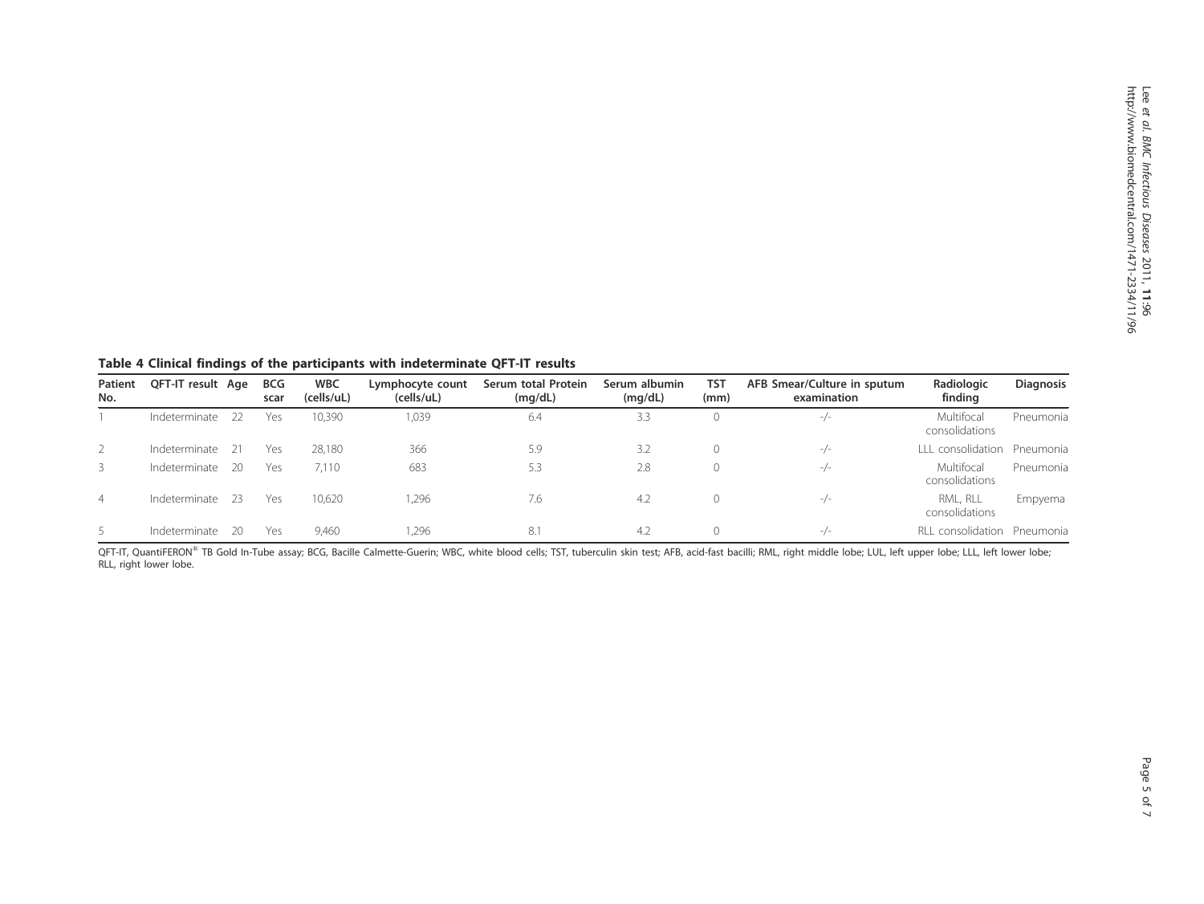**Table 4 Clinical findings of the participants with indeterminate QFT-IT results**

| Patient No. | QFT-IT result | Age | BCG scar | WBC (cells/uL) | Lymphocyte count (cells/uL) | Serum total Protein (mg/dL) | Serum albumin (mg/dL) | TST (mm) | AFB Smear/Culture in sputum examination | Radiologic finding | Diagnosis |
|---|---|---|---|---|---|---|---|---|---|---|---|
| 1 | Indeterminate | 22 | Yes | 10,390 | 1,039 | 6.4 | 3.3 | 0 | -/- | Multifocal consolidations | Pneumonia |
| 2 | Indeterminate | 21 | Yes | 28,180 | 366 | 5.9 | 3.2 | 0 | -/- | LLL consolidation | Pneumonia |
| 3 | Indeterminate | 20 | Yes | 7,110 | 683 | 5.3 | 2.8 | 0 | -/- | Multifocal consolidations | Pneumonia |
| 4 | Indeterminate | 23 | Yes | 10,620 | 1,296 | 7.6 | 4.2 | 0 | -/- | RML, RLL consolidations | Empyema |
| 5 | Indeterminate | 20 | Yes | 9,460 | 1,296 | 8.1 | 4.2 | 0 | -/- | RLL consolidation | Pneumonia |

QFT-IT, QuantiFERON® TB Gold In-Tube assay; BCG, Bacille Calmette-Guerin; WBC, white blood cells; TST, tuberculin skin test; AFB, acid-fast bacilli; RML, right middle lobe; LUL, left upper lobe; LLL, left lower lobe; RLL, right lower lobe.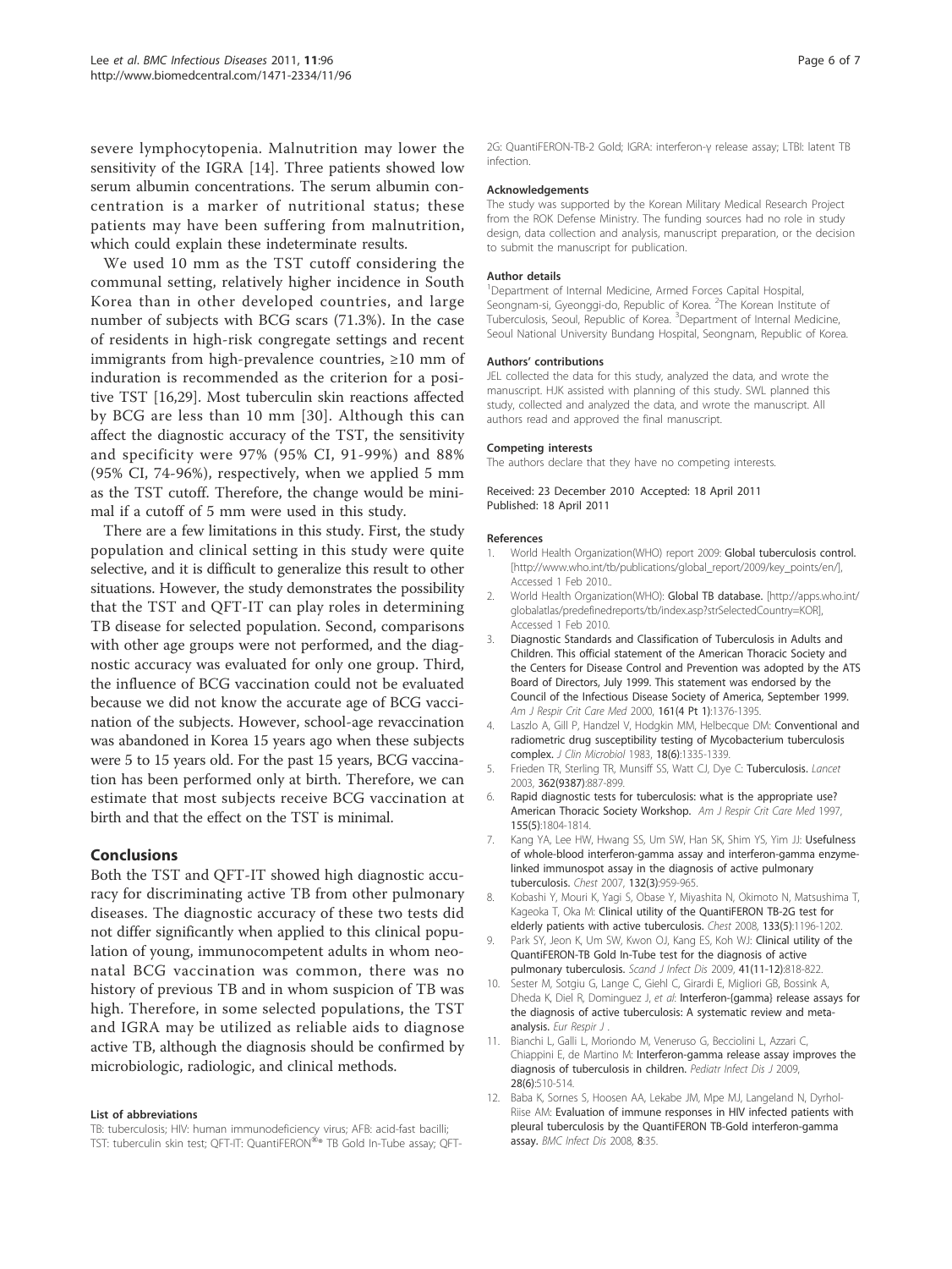severe lymphocytopenia. Malnutrition may lower the sensitivity of the IGRA [14]. Three patients showed low serum albumin concentrations. The serum albumin concentration is a marker of nutritional status; these patients may have been suffering from malnutrition, which could explain these indeterminate results.

We used 10 mm as the TST cutoff considering the communal setting, relatively higher incidence in South Korea than in other developed countries, and large number of subjects with BCG scars (71.3%). In the case of residents in high-risk congregate settings and recent immigrants from high-prevalence countries, ≥10 mm of induration is recommended as the criterion for a positive TST [16,29]. Most tuberculin skin reactions affected by BCG are less than 10 mm [30]. Although this can affect the diagnostic accuracy of the TST, the sensitivity and specificity were 97% (95% CI, 91-99%) and 88% (95% CI, 74-96%), respectively, when we applied 5 mm as the TST cutoff. Therefore, the change would be minimal if a cutoff of 5 mm were used in this study.

There are a few limitations in this study. First, the study population and clinical setting in this study were quite selective, and it is difficult to generalize this result to other situations. However, the study demonstrates the possibility that the TST and QFT-IT can play roles in determining TB disease for selected population. Second, comparisons with other age groups were not performed, and the diagnostic accuracy was evaluated for only one group. Third, the influence of BCG vaccination could not be evaluated because we did not know the accurate age of BCG vaccination of the subjects. However, school-age revaccination was abandoned in Korea 15 years ago when these subjects were 5 to 15 years old. For the past 15 years, BCG vaccination has been performed only at birth. Therefore, we can estimate that most subjects receive BCG vaccination at birth and that the effect on the TST is minimal.

## Conclusions

Both the TST and QFT-IT showed high diagnostic accuracy for discriminating active TB from other pulmonary diseases. The diagnostic accuracy of these two tests did not differ significantly when applied to this clinical population of young, immunocompetent adults in whom neonatal BCG vaccination was common, there was no history of previous TB and in whom suspicion of TB was high. Therefore, in some selected populations, the TST and IGRA may be utilized as reliable aids to diagnose active TB, although the diagnosis should be confirmed by microbiologic, radiologic, and clinical methods.

#### List of abbreviations

TB: tuberculosis; HIV: human immunodeficiency virus; AFB: acid-fast bacilli; TST: tuberculin skin test; QFT-IT: QuantiFERON®* TB Gold In-Tube assay; QFT-2G: QuantiFERON-TB-2 Gold; IGRA: interferon-γ release assay; LTBI: latent TB infection.

#### Acknowledgements

The study was supported by the Korean Military Medical Research Project from the ROK Defense Ministry. The funding sources had no role in study design, data collection and analysis, manuscript preparation, or the decision to submit the manuscript for publication.

#### Author details

[1]Department of Internal Medicine, Armed Forces Capital Hospital, Seongnam-si, Gyeonggi-do, Republic of Korea. [2]The Korean Institute of Tuberculosis, Seoul, Republic of Korea. [3]Department of Internal Medicine, Seoul National University Bundang Hospital, Seongnam, Republic of Korea.

#### Authors' contributions

JEL collected the data for this study, analyzed the data, and wrote the manuscript. HJK assisted with planning of this study. SWL planned this study, collected and analyzed the data, and wrote the manuscript. All authors read and approved the final manuscript.

#### Competing interests

The authors declare that they have no competing interests.

Received: 23 December 2010 Accepted: 18 April 2011
Published: 18 April 2011

#### References

1. World Health Organization(WHO) report 2009: **Global tuberculosis control.** [http://www.who.int/tb/publications/global_report/2009/key_points/en/], Accessed 1 Feb 2010..
2. World Health Organization(WHO): **Global TB database.** [http://apps.who.int/globalatlas/predefinedreports/tb/index.asp?strSelectedCountry=KOR], Accessed 1 Feb 2010.
3. **Diagnostic Standards and Classification of Tuberculosis in Adults and Children. This official statement of the American Thoracic Society and the Centers for Disease Control and Prevention was adopted by the ATS Board of Directors, July 1999. This statement was endorsed by the Council of the Infectious Disease Society of America, September 1999.** *Am J Respir Crit Care Med* 2000, **161(4 Pt 1)**:1376-1395.
4. Laszlo A, Gill P, Handzel V, Hodgkin MM, Helbecque DM: **Conventional and radiometric drug susceptibility testing of Mycobacterium tuberculosis complex.** *J Clin Microbiol* 1983, **18(6)**:1335-1339.
5. Frieden TR, Sterling TR, Munsiff SS, Watt CJ, Dye C: **Tuberculosis.** *Lancet* 2003, **362(9387)**:887-899.
6. **Rapid diagnostic tests for tuberculosis: what is the appropriate use? American Thoracic Society Workshop.** *Am J Respir Crit Care Med* 1997, **155(5)**:1804-1814.
7. Kang YA, Lee HW, Hwang SS, Um SW, Han SK, Shim YS, Yim JJ: **Usefulness of whole-blood interferon-gamma assay and interferon-gamma enzyme-linked immunospot assay in the diagnosis of active pulmonary tuberculosis.** *Chest* 2007, **132(3)**:959-965.
8. Kobashi Y, Mouri K, Yagi S, Obase Y, Miyashita N, Okimoto N, Matsushima T, Kageoka T, Oka M: **Clinical utility of the QuantiFERON TB-2G test for elderly patients with active tuberculosis.** *Chest* 2008, **133(5)**:1196-1202.
9. Park SY, Jeon K, Um SW, Kwon OJ, Kang ES, Koh WJ: **Clinical utility of the QuantiFERON-TB Gold In-Tube test for the diagnosis of active pulmonary tuberculosis.** *Scand J Infect Dis* 2009, **41(11-12)**:818-822.
10. Sester M, Sotgiu G, Lange C, Giehl C, Girardi E, Migliori GB, Bossink A, Dheda K, Diel R, Dominguez J, *et al*: **Interferon-{gamma} release assays for the diagnosis of active tuberculosis: A systematic review and meta-analysis.** *Eur Respir J* .
11. Bianchi L, Galli L, Moriondo M, Veneruso G, Becciolini L, Azzari C, Chiappini E, de Martino M: **Interferon-gamma release assay improves the diagnosis of tuberculosis in children.** *Pediatr Infect Dis J* 2009, **28(6)**:510-514.
12. Baba K, Sornes S, Hoosen AA, Lekabe JM, Mpe MJ, Langeland N, Dyrhol-Riise AM: **Evaluation of immune responses in HIV infected patients with pleural tuberculosis by the QuantiFERON TB-Gold interferon-gamma assay.** *BMC Infect Dis* 2008, **8**:35.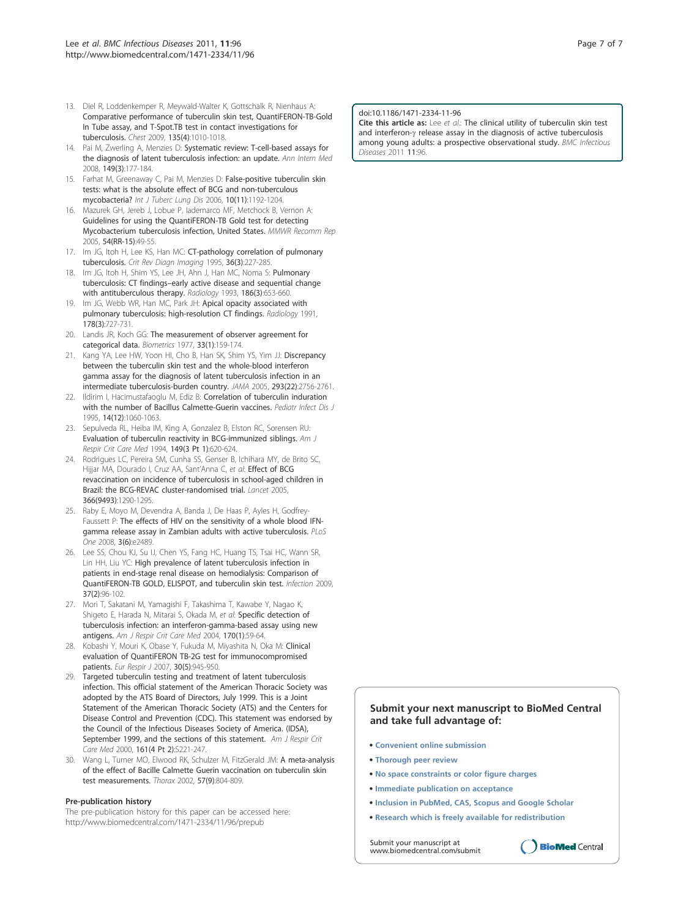13. Diel R, Loddenkemper R, Meywald-Walter K, Gottschalk R, Nienhaus A: **Comparative performance of tuberculin skin test, QuantiFERON-TB-Gold In Tube assay, and T-Spot.TB test in contact investigations for tuberculosis.** *Chest* 2009, **135(4)**:1010-1018.
14. Pai M, Zwerling A, Menzies D: **Systematic review: T-cell-based assays for the diagnosis of latent tuberculosis infection: an update.** *Ann Intern Med* 2008, **149(3)**:177-184.
15. Farhat M, Greenaway C, Pai M, Menzies D: **False-positive tuberculin skin tests: what is the absolute effect of BCG and non-tuberculous mycobacteria?** *Int J Tuberc Lung Dis* 2006, **10(11)**:1192-1204.
16. Mazurek GH, Jereb J, Lobue P, Iademarco MF, Metchock B, Vernon A: **Guidelines for using the QuantiFERON-TB Gold test for detecting Mycobacterium tuberculosis infection, United States.** *MMWR Recomm Rep* 2005, **54(RR-15)**:49-55.
17. Im JG, Itoh H, Lee KS, Han MC: **CT-pathology correlation of pulmonary tuberculosis.** *Crit Rev Diagn Imaging* 1995, **36(3)**:227-285.
18. Im JG, Itoh H, Shim YS, Lee JH, Ahn J, Han MC, Noma S: **Pulmonary tuberculosis: CT findings–early active disease and sequential change with antituberculous therapy.** *Radiology* 1993, **186(3)**:653-660.
19. Im JG, Webb WR, Han MC, Park JH: **Apical opacity associated with pulmonary tuberculosis: high-resolution CT findings.** *Radiology* 1991, **178(3)**:727-731.
20. Landis JR, Koch GG: **The measurement of observer agreement for categorical data.** *Biometrics* 1977, **33(1)**:159-174.
21. Kang YA, Lee HW, Yoon HI, Cho B, Han SK, Shim YS, Yim JJ: **Discrepancy between the tuberculin skin test and the whole-blood interferon gamma assay for the diagnosis of latent tuberculosis infection in an intermediate tuberculosis-burden country.** *JAMA* 2005, **293(22)**:2756-2761.
22. Ildirim I, Hacimustafaoglu M, Ediz B: **Correlation of tuberculin induration with the number of Bacillus Calmette-Guerin vaccines.** *Pediatr Infect Dis J* 1995, **14(12)**:1060-1063.
23. Sepulveda RL, Heiba IM, King A, Gonzalez B, Elston RC, Sorensen RU: **Evaluation of tuberculin reactivity in BCG-immunized siblings.** *Am J Respir Crit Care Med* 1994, **149(3 Pt 1)**:620-624.
24. Rodrigues LC, Pereira SM, Cunha SS, Genser B, Ichihara MY, de Brito SC, Hijjar MA, Dourado I, Cruz AA, Sant'Anna C, *et al*: **Effect of BCG revaccination on incidence of tuberculosis in school-aged children in Brazil: the BCG-REVAC cluster-randomised trial.** *Lancet* 2005, **366(9493)**:1290-1295.
25. Raby E, Moyo M, Devendra A, Banda J, De Haas P, Ayles H, Godfrey-Faussett P: **The effects of HIV on the sensitivity of a whole blood IFN-gamma release assay in Zambian adults with active tuberculosis.** *PLoS One* 2008, **3(6)**:e2489.
26. Lee SS, Chou KJ, Su IJ, Chen YS, Fang HC, Huang TS, Tsai HC, Wann SR, Lin HH, Liu YC: **High prevalence of latent tuberculosis infection in patients in end-stage renal disease on hemodialysis: Comparison of QuantiFERON-TB GOLD, ELISPOT, and tuberculin skin test.** *Infection* 2009, **37(2)**:96-102.
27. Mori T, Sakatani M, Yamagishi F, Takashima T, Kawabe Y, Nagao K, Shigeto E, Harada N, Mitarai S, Okada M, *et al*: **Specific detection of tuberculosis infection: an interferon-gamma-based assay using new antigens.** *Am J Respir Crit Care Med* 2004, **170(1)**:59-64.
28. Kobashi Y, Mouri K, Obase Y, Fukuda M, Miyashita N, Oka M: **Clinical evaluation of QuantiFERON TB-2G test for immunocompromised patients.** *Eur Respir J* 2007, **30(5)**:945-950.
29. **Targeted tuberculin testing and treatment of latent tuberculosis infection. This official statement of the American Thoracic Society was adopted by the ATS Board of Directors, July 1999. This is a Joint Statement of the American Thoracic Society (ATS) and the Centers for Disease Control and Prevention (CDC). This statement was endorsed by the Council of the Infectious Diseases Society of America. (IDSA), September 1999, and the sections of this statement.** *Am J Respir Crit Care Med* 2000, **161(4 Pt 2)**:S221-247.
30. Wang L, Turner MO, Elwood RK, Schulzer M, FitzGerald JM: **A meta-analysis of the effect of Bacille Calmette Guerin vaccination on tuberculin skin test measurements.** *Thorax* 2002, **57(9)**:804-809.

### Pre-publication history

The pre-publication history for this paper can be accessed here:
http://www.biomedcentral.com/1471-2334/11/96/prepub

doi:10.1186/1471-2334-11-96

**Cite this article as:** Lee *et al.*: The clinical utility of tuberculin skin test and interferon-γ release assay in the diagnosis of active tuberculosis among young adults: a prospective observational study. *BMC Infectious Diseases* 2011 **11**:96.

**Submit your next manuscript to BioMed Central and take full advantage of:**

- **Convenient online submission**
- **Thorough peer review**
- **No space constraints or color figure charges**
- **Immediate publication on acceptance**
- **Inclusion in PubMed, CAS, Scopus and Google Scholar**
- **Research which is freely available for redistribution**

Submit your manuscript at
www.biomedcentral.com/submit

BioMed Central